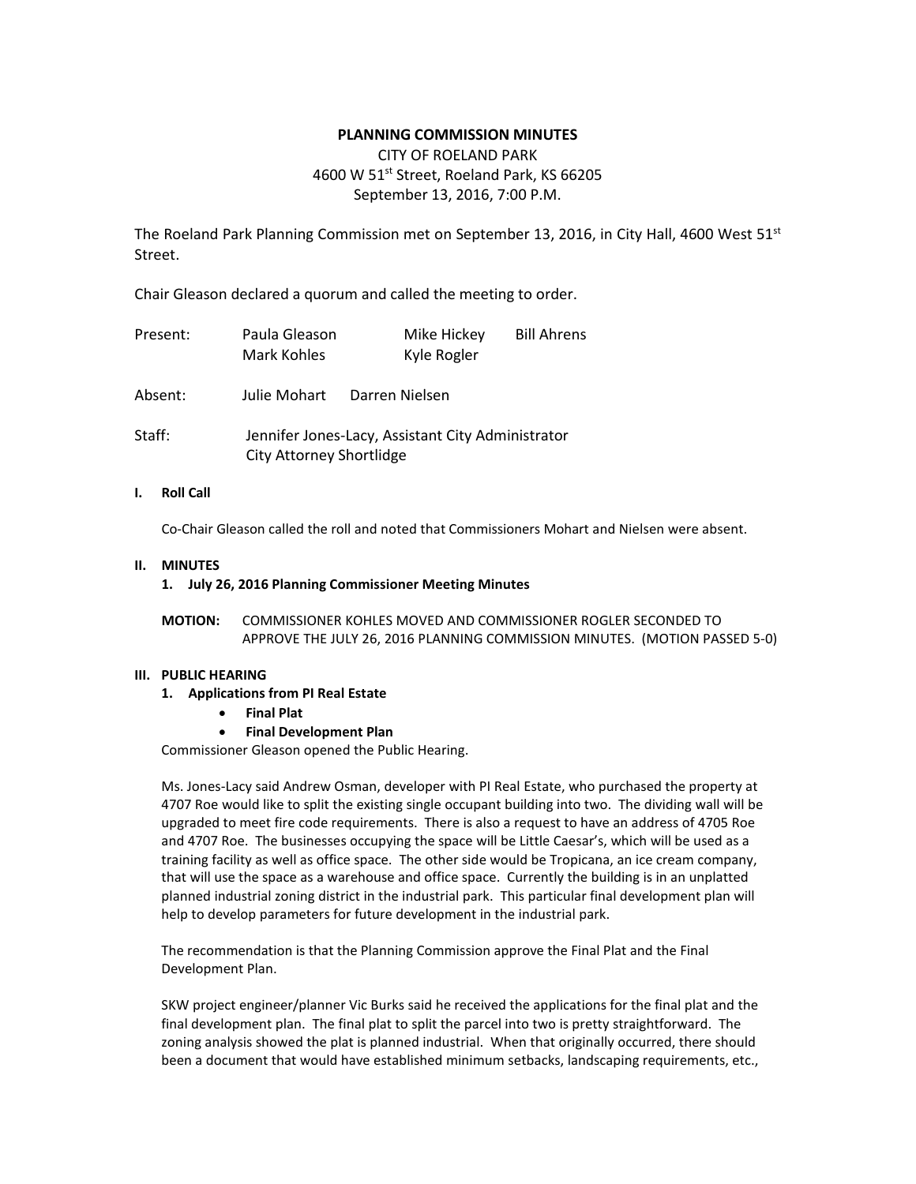# PLANNING COMMISSION MINUTES

CITY OF ROELAND PARK
4600 W 51st Street, Roeland Park, KS 66205
September 13, 2016, 7:00 P.M.

The Roeland Park Planning Commission met on September 13, 2016, in City Hall, 4600 West 51st Street.

Chair Gleason declared a quorum and called the meeting to order.

| | | | |
|---|---|---|---|
| Present: | Paula Gleason | Mike Hickey | Bill Ahrens |
| | Mark Kohles | Kyle Rogler | |

Absent: Julie Mohart Darren Nielsen

Staff: Jennifer Jones-Lacy, Assistant City Administrator
City Attorney Shortlidge

## I. Roll Call

Co-Chair Gleason called the roll and noted that Commissioners Mohart and Nielsen were absent.

## II. MINUTES

### 1. July 26, 2016 Planning Commissioner Meeting Minutes

**MOTION:** COMMISSIONER KOHLES MOVED AND COMMISSIONER ROGLER SECONDED TO APPROVE THE JULY 26, 2016 PLANNING COMMISSION MINUTES. (MOTION PASSED 5-0)

## III. PUBLIC HEARING

### 1. Applications from PI Real Estate

- **Final Plat**
- **Final Development Plan**

Commissioner Gleason opened the Public Hearing.

Ms. Jones-Lacy said Andrew Osman, developer with PI Real Estate, who purchased the property at 4707 Roe would like to split the existing single occupant building into two. The dividing wall will be upgraded to meet fire code requirements. There is also a request to have an address of 4705 Roe and 4707 Roe. The businesses occupying the space will be Little Caesar's, which will be used as a training facility as well as office space. The other side would be Tropicana, an ice cream company, that will use the space as a warehouse and office space. Currently the building is in an unplatted planned industrial zoning district in the industrial park. This particular final development plan will help to develop parameters for future development in the industrial park.

The recommendation is that the Planning Commission approve the Final Plat and the Final Development Plan.

SKW project engineer/planner Vic Burks said he received the applications for the final plat and the final development plan. The final plat to split the parcel into two is pretty straightforward. The zoning analysis showed the plat is planned industrial. When that originally occurred, there should been a document that would have established minimum setbacks, landscaping requirements, etc.,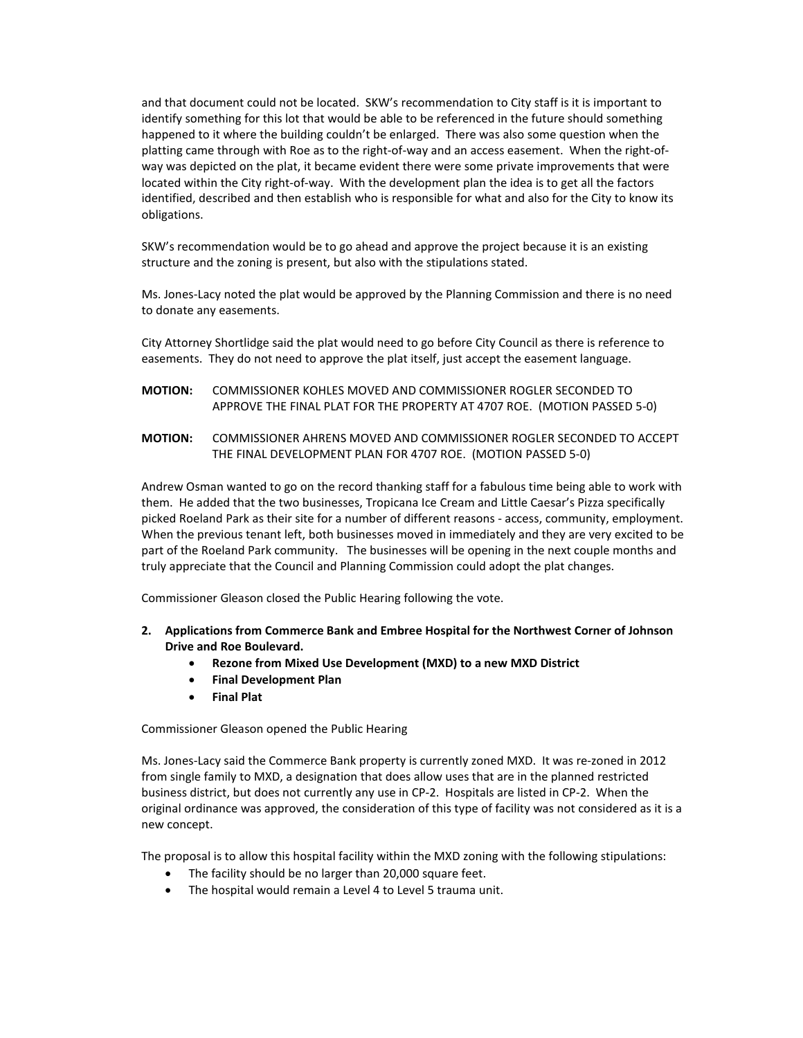and that document could not be located. SKW's recommendation to City staff is it is important to identify something for this lot that would be able to be referenced in the future should something happened to it where the building couldn't be enlarged. There was also some question when the platting came through with Roe as to the right-of-way and an access easement. When the right-of-way was depicted on the plat, it became evident there were some private improvements that were located within the City right-of-way. With the development plan the idea is to get all the factors identified, described and then establish who is responsible for what and also for the City to know its obligations.

SKW's recommendation would be to go ahead and approve the project because it is an existing structure and the zoning is present, but also with the stipulations stated.

Ms. Jones-Lacy noted the plat would be approved by the Planning Commission and there is no need to donate any easements.

City Attorney Shortlidge said the plat would need to go before City Council as there is reference to easements. They do not need to approve the plat itself, just accept the easement language.

**MOTION:** COMMISSIONER KOHLES MOVED AND COMMISSIONER ROGLER SECONDED TO APPROVE THE FINAL PLAT FOR THE PROPERTY AT 4707 ROE. (MOTION PASSED 5-0)

**MOTION:** COMMISSIONER AHRENS MOVED AND COMMISSIONER ROGLER SECONDED TO ACCEPT THE FINAL DEVELOPMENT PLAN FOR 4707 ROE. (MOTION PASSED 5-0)

Andrew Osman wanted to go on the record thanking staff for a fabulous time being able to work with them. He added that the two businesses, Tropicana Ice Cream and Little Caesar's Pizza specifically picked Roeland Park as their site for a number of different reasons - access, community, employment. When the previous tenant left, both businesses moved in immediately and they are very excited to be part of the Roeland Park community. The businesses will be opening in the next couple months and truly appreciate that the Council and Planning Commission could adopt the plat changes.

Commissioner Gleason closed the Public Hearing following the vote.

2. **Applications from Commerce Bank and Embree Hospital for the Northwest Corner of Johnson Drive and Roe Boulevard.**
   - **Rezone from Mixed Use Development (MXD) to a new MXD District**
   - **Final Development Plan**
   - **Final Plat**

Commissioner Gleason opened the Public Hearing

Ms. Jones-Lacy said the Commerce Bank property is currently zoned MXD. It was re-zoned in 2012 from single family to MXD, a designation that does allow uses that are in the planned restricted business district, but does not currently any use in CP-2. Hospitals are listed in CP-2. When the original ordinance was approved, the consideration of this type of facility was not considered as it is a new concept.

The proposal is to allow this hospital facility within the MXD zoning with the following stipulations:

- The facility should be no larger than 20,000 square feet.
- The hospital would remain a Level 4 to Level 5 trauma unit.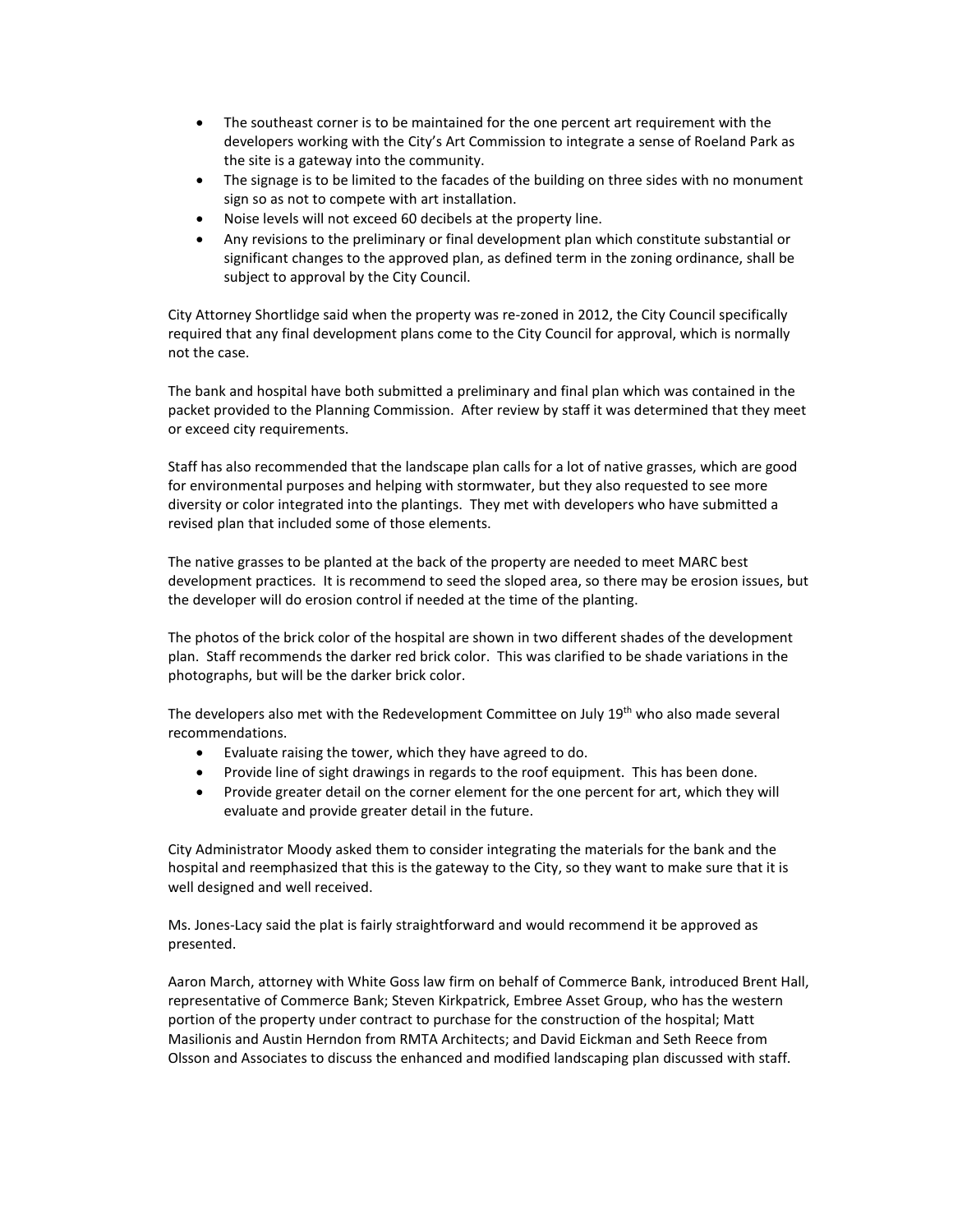- The southeast corner is to be maintained for the one percent art requirement with the developers working with the City's Art Commission to integrate a sense of Roeland Park as the site is a gateway into the community.
- The signage is to be limited to the facades of the building on three sides with no monument sign so as not to compete with art installation.
- Noise levels will not exceed 60 decibels at the property line.
- Any revisions to the preliminary or final development plan which constitute substantial or significant changes to the approved plan, as defined term in the zoning ordinance, shall be subject to approval by the City Council.

City Attorney Shortlidge said when the property was re-zoned in 2012, the City Council specifically required that any final development plans come to the City Council for approval, which is normally not the case.

The bank and hospital have both submitted a preliminary and final plan which was contained in the packet provided to the Planning Commission. After review by staff it was determined that they meet or exceed city requirements.

Staff has also recommended that the landscape plan calls for a lot of native grasses, which are good for environmental purposes and helping with stormwater, but they also requested to see more diversity or color integrated into the plantings. They met with developers who have submitted a revised plan that included some of those elements.

The native grasses to be planted at the back of the property are needed to meet MARC best development practices. It is recommend to seed the sloped area, so there may be erosion issues, but the developer will do erosion control if needed at the time of the planting.

The photos of the brick color of the hospital are shown in two different shades of the development plan. Staff recommends the darker red brick color. This was clarified to be shade variations in the photographs, but will be the darker brick color.

The developers also met with the Redevelopment Committee on July 19th who also made several recommendations.

- Evaluate raising the tower, which they have agreed to do.
- Provide line of sight drawings in regards to the roof equipment. This has been done.
- Provide greater detail on the corner element for the one percent for art, which they will evaluate and provide greater detail in the future.

City Administrator Moody asked them to consider integrating the materials for the bank and the hospital and reemphasized that this is the gateway to the City, so they want to make sure that it is well designed and well received.

Ms. Jones-Lacy said the plat is fairly straightforward and would recommend it be approved as presented.

Aaron March, attorney with White Goss law firm on behalf of Commerce Bank, introduced Brent Hall, representative of Commerce Bank; Steven Kirkpatrick, Embree Asset Group, who has the western portion of the property under contract to purchase for the construction of the hospital; Matt Masilionis and Austin Herndon from RMTA Architects; and David Eickman and Seth Reece from Olsson and Associates to discuss the enhanced and modified landscaping plan discussed with staff.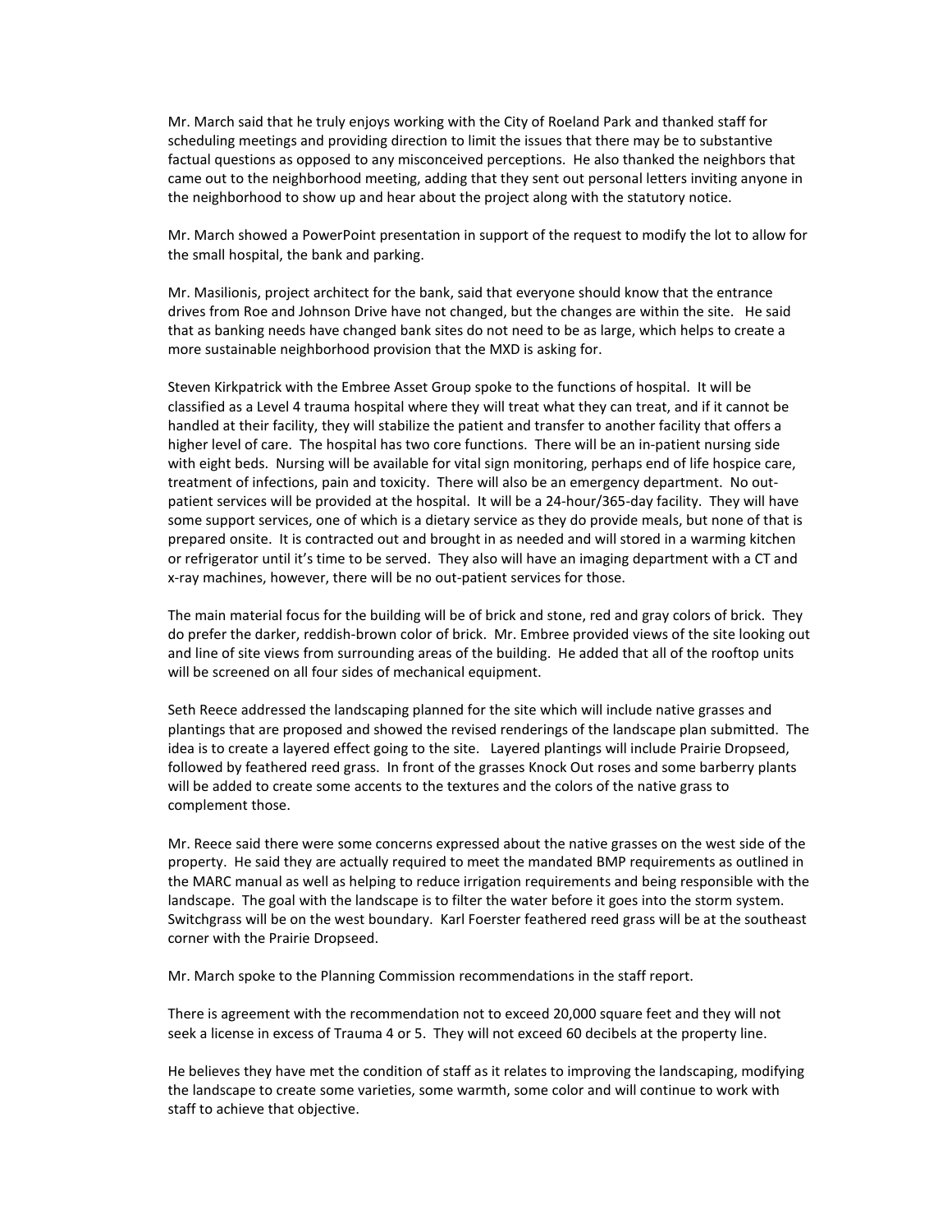Mr. March said that he truly enjoys working with the City of Roeland Park and thanked staff for scheduling meetings and providing direction to limit the issues that there may be to substantive factual questions as opposed to any misconceived perceptions. He also thanked the neighbors that came out to the neighborhood meeting, adding that they sent out personal letters inviting anyone in the neighborhood to show up and hear about the project along with the statutory notice.

Mr. March showed a PowerPoint presentation in support of the request to modify the lot to allow for the small hospital, the bank and parking.

Mr. Masilionis, project architect for the bank, said that everyone should know that the entrance drives from Roe and Johnson Drive have not changed, but the changes are within the site. He said that as banking needs have changed bank sites do not need to be as large, which helps to create a more sustainable neighborhood provision that the MXD is asking for.

Steven Kirkpatrick with the Embree Asset Group spoke to the functions of hospital. It will be classified as a Level 4 trauma hospital where they will treat what they can treat, and if it cannot be handled at their facility, they will stabilize the patient and transfer to another facility that offers a higher level of care. The hospital has two core functions. There will be an in-patient nursing side with eight beds. Nursing will be available for vital sign monitoring, perhaps end of life hospice care, treatment of infections, pain and toxicity. There will also be an emergency department. No out-patient services will be provided at the hospital. It will be a 24-hour/365-day facility. They will have some support services, one of which is a dietary service as they do provide meals, but none of that is prepared onsite. It is contracted out and brought in as needed and will stored in a warming kitchen or refrigerator until it's time to be served. They also will have an imaging department with a CT and x-ray machines, however, there will be no out-patient services for those.

The main material focus for the building will be of brick and stone, red and gray colors of brick. They do prefer the darker, reddish-brown color of brick. Mr. Embree provided views of the site looking out and line of site views from surrounding areas of the building. He added that all of the rooftop units will be screened on all four sides of mechanical equipment.

Seth Reece addressed the landscaping planned for the site which will include native grasses and plantings that are proposed and showed the revised renderings of the landscape plan submitted. The idea is to create a layered effect going to the site. Layered plantings will include Prairie Dropseed, followed by feathered reed grass. In front of the grasses Knock Out roses and some barberry plants will be added to create some accents to the textures and the colors of the native grass to complement those.

Mr. Reece said there were some concerns expressed about the native grasses on the west side of the property. He said they are actually required to meet the mandated BMP requirements as outlined in the MARC manual as well as helping to reduce irrigation requirements and being responsible with the landscape. The goal with the landscape is to filter the water before it goes into the storm system. Switchgrass will be on the west boundary. Karl Foerster feathered reed grass will be at the southeast corner with the Prairie Dropseed.

Mr. March spoke to the Planning Commission recommendations in the staff report.

There is agreement with the recommendation not to exceed 20,000 square feet and they will not seek a license in excess of Trauma 4 or 5. They will not exceed 60 decibels at the property line.

He believes they have met the condition of staff as it relates to improving the landscaping, modifying the landscape to create some varieties, some warmth, some color and will continue to work with staff to achieve that objective.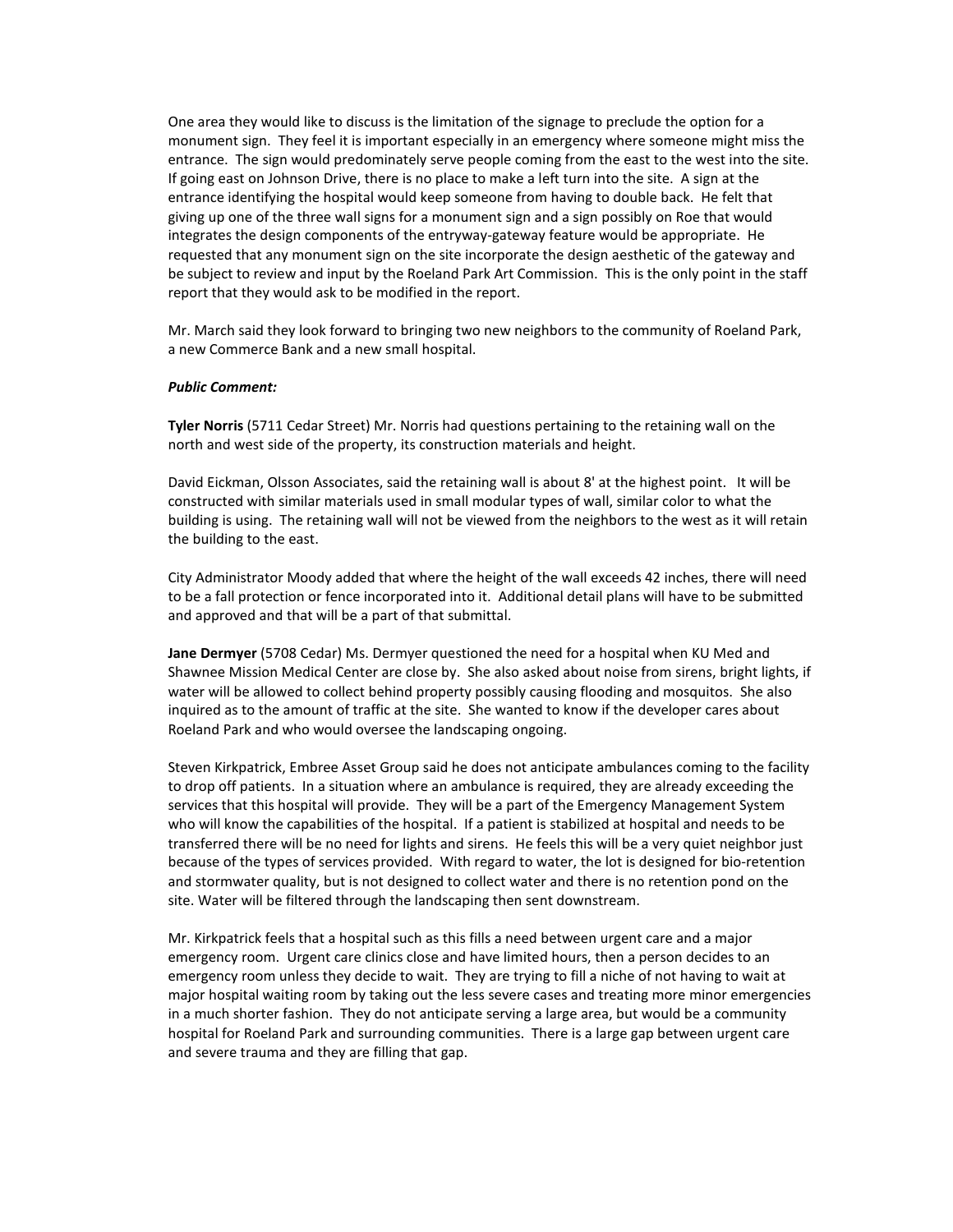One area they would like to discuss is the limitation of the signage to preclude the option for a monument sign. They feel it is important especially in an emergency where someone might miss the entrance. The sign would predominately serve people coming from the east to the west into the site. If going east on Johnson Drive, there is no place to make a left turn into the site. A sign at the entrance identifying the hospital would keep someone from having to double back. He felt that giving up one of the three wall signs for a monument sign and a sign possibly on Roe that would integrates the design components of the entryway-gateway feature would be appropriate. He requested that any monument sign on the site incorporate the design aesthetic of the gateway and be subject to review and input by the Roeland Park Art Commission. This is the only point in the staff report that they would ask to be modified in the report.

Mr. March said they look forward to bringing two new neighbors to the community of Roeland Park, a new Commerce Bank and a new small hospital.

***Public Comment:***

**Tyler Norris** (5711 Cedar Street) Mr. Norris had questions pertaining to the retaining wall on the north and west side of the property, its construction materials and height.

David Eickman, Olsson Associates, said the retaining wall is about 8' at the highest point. It will be constructed with similar materials used in small modular types of wall, similar color to what the building is using. The retaining wall will not be viewed from the neighbors to the west as it will retain the building to the east.

City Administrator Moody added that where the height of the wall exceeds 42 inches, there will need to be a fall protection or fence incorporated into it. Additional detail plans will have to be submitted and approved and that will be a part of that submittal.

**Jane Dermyer** (5708 Cedar) Ms. Dermyer questioned the need for a hospital when KU Med and Shawnee Mission Medical Center are close by. She also asked about noise from sirens, bright lights, if water will be allowed to collect behind property possibly causing flooding and mosquitos. She also inquired as to the amount of traffic at the site. She wanted to know if the developer cares about Roeland Park and who would oversee the landscaping ongoing.

Steven Kirkpatrick, Embree Asset Group said he does not anticipate ambulances coming to the facility to drop off patients. In a situation where an ambulance is required, they are already exceeding the services that this hospital will provide. They will be a part of the Emergency Management System who will know the capabilities of the hospital. If a patient is stabilized at hospital and needs to be transferred there will be no need for lights and sirens. He feels this will be a very quiet neighbor just because of the types of services provided. With regard to water, the lot is designed for bio-retention and stormwater quality, but is not designed to collect water and there is no retention pond on the site. Water will be filtered through the landscaping then sent downstream.

Mr. Kirkpatrick feels that a hospital such as this fills a need between urgent care and a major emergency room. Urgent care clinics close and have limited hours, then a person decides to an emergency room unless they decide to wait. They are trying to fill a niche of not having to wait at major hospital waiting room by taking out the less severe cases and treating more minor emergencies in a much shorter fashion. They do not anticipate serving a large area, but would be a community hospital for Roeland Park and surrounding communities. There is a large gap between urgent care and severe trauma and they are filling that gap.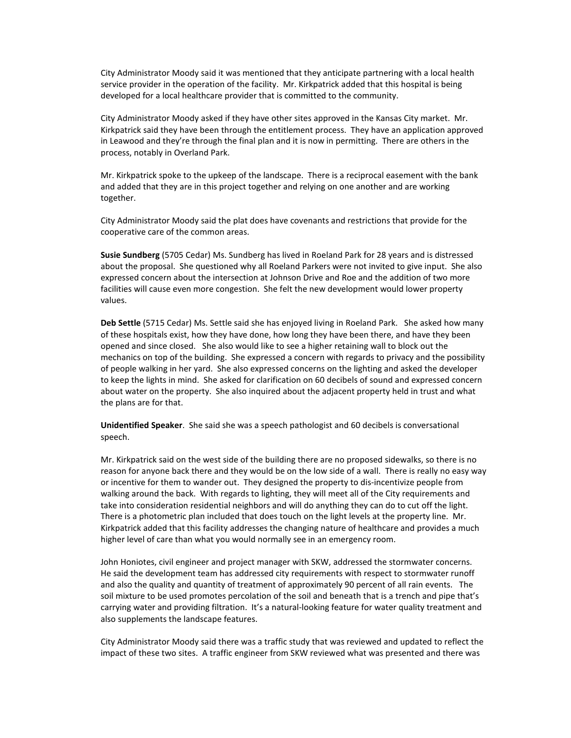City Administrator Moody said it was mentioned that they anticipate partnering with a local health service provider in the operation of the facility. Mr. Kirkpatrick added that this hospital is being developed for a local healthcare provider that is committed to the community.

City Administrator Moody asked if they have other sites approved in the Kansas City market. Mr. Kirkpatrick said they have been through the entitlement process. They have an application approved in Leawood and they're through the final plan and it is now in permitting. There are others in the process, notably in Overland Park.

Mr. Kirkpatrick spoke to the upkeep of the landscape. There is a reciprocal easement with the bank and added that they are in this project together and relying on one another and are working together.

City Administrator Moody said the plat does have covenants and restrictions that provide for the cooperative care of the common areas.

**Susie Sundberg** (5705 Cedar) Ms. Sundberg has lived in Roeland Park for 28 years and is distressed about the proposal. She questioned why all Roeland Parkers were not invited to give input. She also expressed concern about the intersection at Johnson Drive and Roe and the addition of two more facilities will cause even more congestion. She felt the new development would lower property values.

**Deb Settle** (5715 Cedar) Ms. Settle said she has enjoyed living in Roeland Park. She asked how many of these hospitals exist, how they have done, how long they have been there, and have they been opened and since closed. She also would like to see a higher retaining wall to block out the mechanics on top of the building. She expressed a concern with regards to privacy and the possibility of people walking in her yard. She also expressed concerns on the lighting and asked the developer to keep the lights in mind. She asked for clarification on 60 decibels of sound and expressed concern about water on the property. She also inquired about the adjacent property held in trust and what the plans are for that.

**Unidentified Speaker**. She said she was a speech pathologist and 60 decibels is conversational speech.

Mr. Kirkpatrick said on the west side of the building there are no proposed sidewalks, so there is no reason for anyone back there and they would be on the low side of a wall. There is really no easy way or incentive for them to wander out. They designed the property to dis-incentivize people from walking around the back. With regards to lighting, they will meet all of the City requirements and take into consideration residential neighbors and will do anything they can do to cut off the light. There is a photometric plan included that does touch on the light levels at the property line. Mr. Kirkpatrick added that this facility addresses the changing nature of healthcare and provides a much higher level of care than what you would normally see in an emergency room.

John Honiotes, civil engineer and project manager with SKW, addressed the stormwater concerns. He said the development team has addressed city requirements with respect to stormwater runoff and also the quality and quantity of treatment of approximately 90 percent of all rain events. The soil mixture to be used promotes percolation of the soil and beneath that is a trench and pipe that's carrying water and providing filtration. It's a natural-looking feature for water quality treatment and also supplements the landscape features.

City Administrator Moody said there was a traffic study that was reviewed and updated to reflect the impact of these two sites. A traffic engineer from SKW reviewed what was presented and there was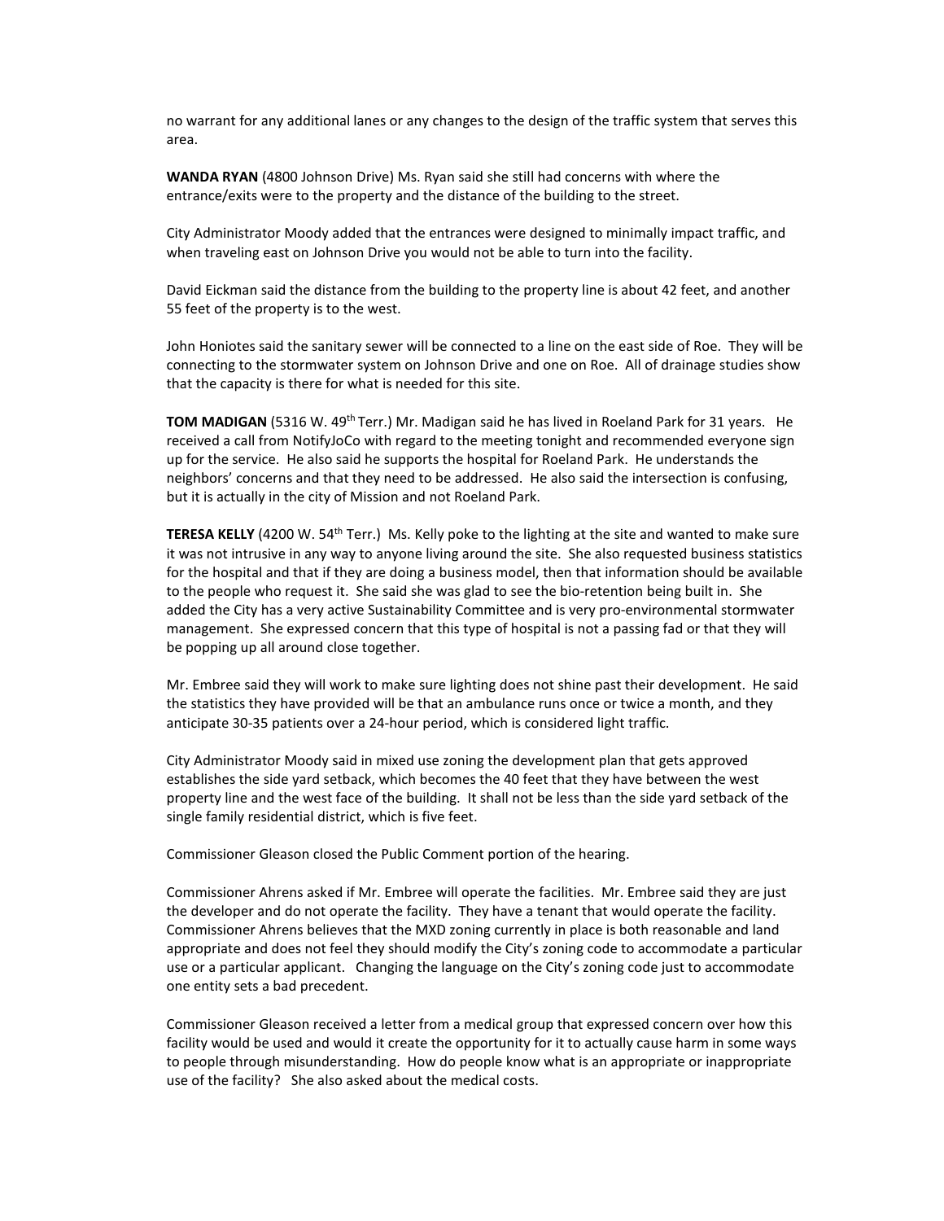no warrant for any additional lanes or any changes to the design of the traffic system that serves this area.

**WANDA RYAN** (4800 Johnson Drive) Ms. Ryan said she still had concerns with where the entrance/exits were to the property and the distance of the building to the street.

City Administrator Moody added that the entrances were designed to minimally impact traffic, and when traveling east on Johnson Drive you would not be able to turn into the facility.

David Eickman said the distance from the building to the property line is about 42 feet, and another 55 feet of the property is to the west.

John Honiotes said the sanitary sewer will be connected to a line on the east side of Roe. They will be connecting to the stormwater system on Johnson Drive and one on Roe. All of drainage studies show that the capacity is there for what is needed for this site.

**TOM MADIGAN** (5316 W. 49th Terr.) Mr. Madigan said he has lived in Roeland Park for 31 years. He received a call from NotifyJoCo with regard to the meeting tonight and recommended everyone sign up for the service. He also said he supports the hospital for Roeland Park. He understands the neighbors' concerns and that they need to be addressed. He also said the intersection is confusing, but it is actually in the city of Mission and not Roeland Park.

**TERESA KELLY** (4200 W. 54th Terr.) Ms. Kelly poke to the lighting at the site and wanted to make sure it was not intrusive in any way to anyone living around the site. She also requested business statistics for the hospital and that if they are doing a business model, then that information should be available to the people who request it. She said she was glad to see the bio-retention being built in. She added the City has a very active Sustainability Committee and is very pro-environmental stormwater management. She expressed concern that this type of hospital is not a passing fad or that they will be popping up all around close together.

Mr. Embree said they will work to make sure lighting does not shine past their development. He said the statistics they have provided will be that an ambulance runs once or twice a month, and they anticipate 30-35 patients over a 24-hour period, which is considered light traffic.

City Administrator Moody said in mixed use zoning the development plan that gets approved establishes the side yard setback, which becomes the 40 feet that they have between the west property line and the west face of the building. It shall not be less than the side yard setback of the single family residential district, which is five feet.

Commissioner Gleason closed the Public Comment portion of the hearing.

Commissioner Ahrens asked if Mr. Embree will operate the facilities. Mr. Embree said they are just the developer and do not operate the facility. They have a tenant that would operate the facility. Commissioner Ahrens believes that the MXD zoning currently in place is both reasonable and land appropriate and does not feel they should modify the City's zoning code to accommodate a particular use or a particular applicant. Changing the language on the City's zoning code just to accommodate one entity sets a bad precedent.

Commissioner Gleason received a letter from a medical group that expressed concern over how this facility would be used and would it create the opportunity for it to actually cause harm in some ways to people through misunderstanding. How do people know what is an appropriate or inappropriate use of the facility? She also asked about the medical costs.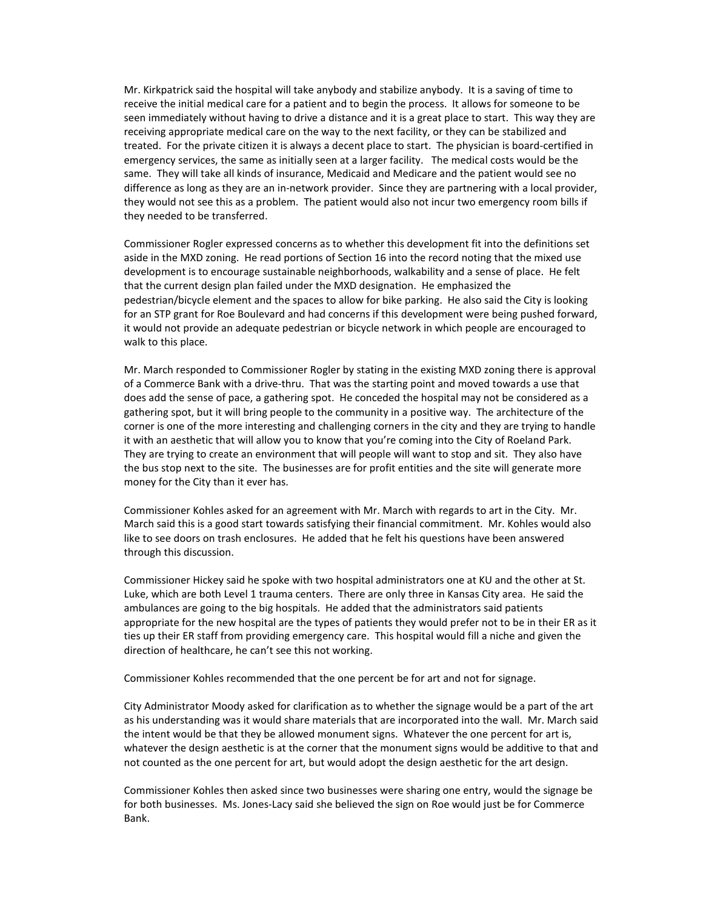Mr. Kirkpatrick said the hospital will take anybody and stabilize anybody. It is a saving of time to receive the initial medical care for a patient and to begin the process. It allows for someone to be seen immediately without having to drive a distance and it is a great place to start. This way they are receiving appropriate medical care on the way to the next facility, or they can be stabilized and treated. For the private citizen it is always a decent place to start. The physician is board-certified in emergency services, the same as initially seen at a larger facility. The medical costs would be the same. They will take all kinds of insurance, Medicaid and Medicare and the patient would see no difference as long as they are an in-network provider. Since they are partnering with a local provider, they would not see this as a problem. The patient would also not incur two emergency room bills if they needed to be transferred.

Commissioner Rogler expressed concerns as to whether this development fit into the definitions set aside in the MXD zoning. He read portions of Section 16 into the record noting that the mixed use development is to encourage sustainable neighborhoods, walkability and a sense of place. He felt that the current design plan failed under the MXD designation. He emphasized the pedestrian/bicycle element and the spaces to allow for bike parking. He also said the City is looking for an STP grant for Roe Boulevard and had concerns if this development were being pushed forward, it would not provide an adequate pedestrian or bicycle network in which people are encouraged to walk to this place.

Mr. March responded to Commissioner Rogler by stating in the existing MXD zoning there is approval of a Commerce Bank with a drive-thru. That was the starting point and moved towards a use that does add the sense of pace, a gathering spot. He conceded the hospital may not be considered as a gathering spot, but it will bring people to the community in a positive way. The architecture of the corner is one of the more interesting and challenging corners in the city and they are trying to handle it with an aesthetic that will allow you to know that you're coming into the City of Roeland Park. They are trying to create an environment that will people will want to stop and sit. They also have the bus stop next to the site. The businesses are for profit entities and the site will generate more money for the City than it ever has.

Commissioner Kohles asked for an agreement with Mr. March with regards to art in the City. Mr. March said this is a good start towards satisfying their financial commitment. Mr. Kohles would also like to see doors on trash enclosures. He added that he felt his questions have been answered through this discussion.

Commissioner Hickey said he spoke with two hospital administrators one at KU and the other at St. Luke, which are both Level 1 trauma centers. There are only three in Kansas City area. He said the ambulances are going to the big hospitals. He added that the administrators said patients appropriate for the new hospital are the types of patients they would prefer not to be in their ER as it ties up their ER staff from providing emergency care. This hospital would fill a niche and given the direction of healthcare, he can't see this not working.

Commissioner Kohles recommended that the one percent be for art and not for signage.

City Administrator Moody asked for clarification as to whether the signage would be a part of the art as his understanding was it would share materials that are incorporated into the wall. Mr. March said the intent would be that they be allowed monument signs. Whatever the one percent for art is, whatever the design aesthetic is at the corner that the monument signs would be additive to that and not counted as the one percent for art, but would adopt the design aesthetic for the art design.

Commissioner Kohles then asked since two businesses were sharing one entry, would the signage be for both businesses. Ms. Jones-Lacy said she believed the sign on Roe would just be for Commerce Bank.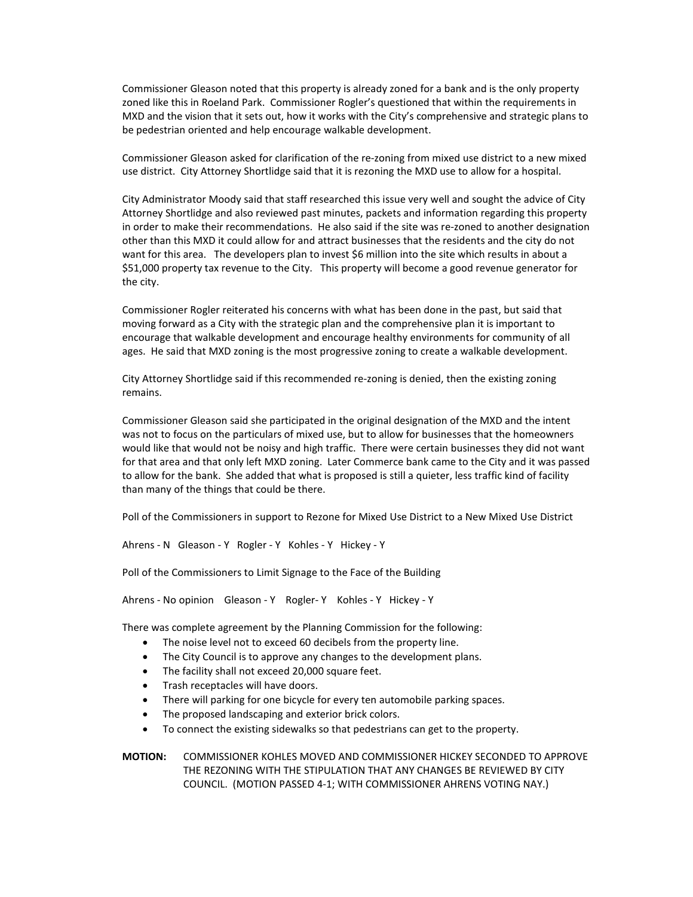Commissioner Gleason noted that this property is already zoned for a bank and is the only property zoned like this in Roeland Park. Commissioner Rogler's questioned that within the requirements in MXD and the vision that it sets out, how it works with the City's comprehensive and strategic plans to be pedestrian oriented and help encourage walkable development.

Commissioner Gleason asked for clarification of the re-zoning from mixed use district to a new mixed use district. City Attorney Shortlidge said that it is rezoning the MXD use to allow for a hospital.

City Administrator Moody said that staff researched this issue very well and sought the advice of City Attorney Shortlidge and also reviewed past minutes, packets and information regarding this property in order to make their recommendations. He also said if the site was re-zoned to another designation other than this MXD it could allow for and attract businesses that the residents and the city do not want for this area. The developers plan to invest $6 million into the site which results in about a $51,000 property tax revenue to the City. This property will become a good revenue generator for the city.

Commissioner Rogler reiterated his concerns with what has been done in the past, but said that moving forward as a City with the strategic plan and the comprehensive plan it is important to encourage that walkable development and encourage healthy environments for community of all ages. He said that MXD zoning is the most progressive zoning to create a walkable development.

City Attorney Shortlidge said if this recommended re-zoning is denied, then the existing zoning remains.

Commissioner Gleason said she participated in the original designation of the MXD and the intent was not to focus on the particulars of mixed use, but to allow for businesses that the homeowners would like that would not be noisy and high traffic. There were certain businesses they did not want for that area and that only left MXD zoning. Later Commerce bank came to the City and it was passed to allow for the bank. She added that what is proposed is still a quieter, less traffic kind of facility than many of the things that could be there.

Poll of the Commissioners in support to Rezone for Mixed Use District to a New Mixed Use District

Ahrens - N Gleason - Y Rogler - Y Kohles - Y Hickey - Y

Poll of the Commissioners to Limit Signage to the Face of the Building

Ahrens - No opinion Gleason - Y Rogler- Y Kohles - Y Hickey - Y

There was complete agreement by the Planning Commission for the following:

- The noise level not to exceed 60 decibels from the property line.
- The City Council is to approve any changes to the development plans.
- The facility shall not exceed 20,000 square feet.
- Trash receptacles will have doors.
- There will parking for one bicycle for every ten automobile parking spaces.
- The proposed landscaping and exterior brick colors.
- To connect the existing sidewalks so that pedestrians can get to the property.

**MOTION:** COMMISSIONER KOHLES MOVED AND COMMISSIONER HICKEY SECONDED TO APPROVE THE REZONING WITH THE STIPULATION THAT ANY CHANGES BE REVIEWED BY CITY COUNCIL. (MOTION PASSED 4-1; WITH COMMISSIONER AHRENS VOTING NAY.)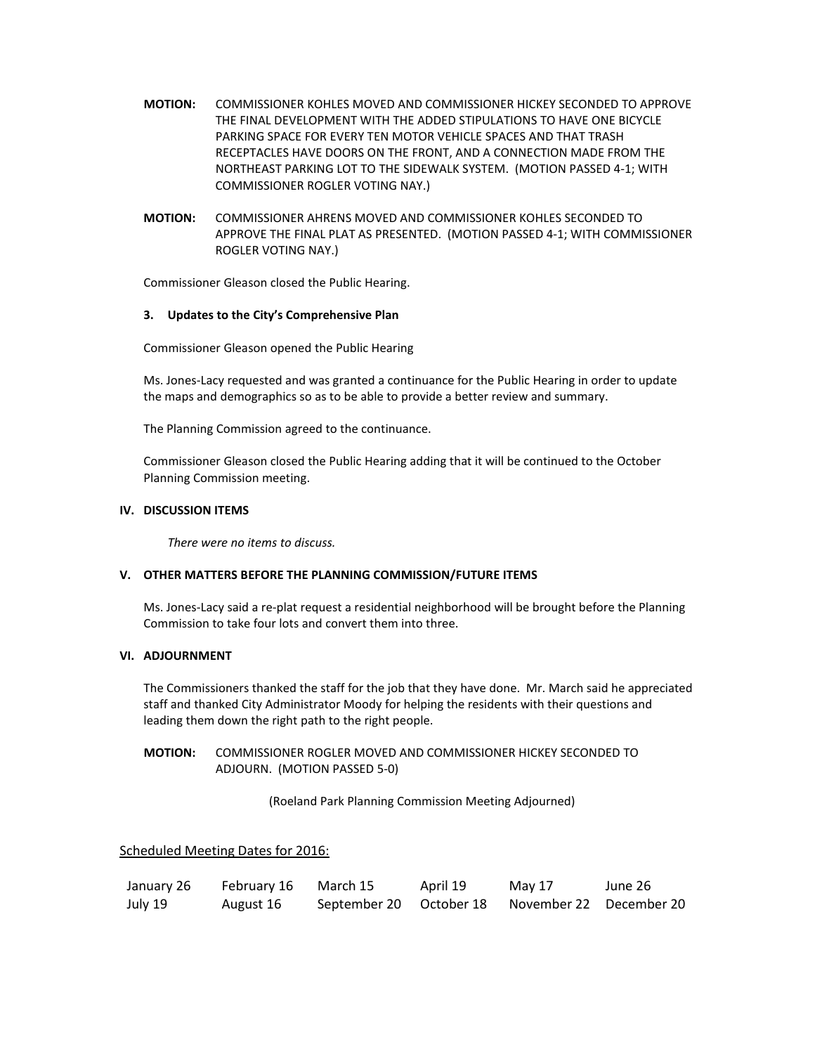**MOTION:** COMMISSIONER KOHLES MOVED AND COMMISSIONER HICKEY SECONDED TO APPROVE THE FINAL DEVELOPMENT WITH THE ADDED STIPULATIONS TO HAVE ONE BICYCLE PARKING SPACE FOR EVERY TEN MOTOR VEHICLE SPACES AND THAT TRASH RECEPTACLES HAVE DOORS ON THE FRONT, AND A CONNECTION MADE FROM THE NORTHEAST PARKING LOT TO THE SIDEWALK SYSTEM. (MOTION PASSED 4-1; WITH COMMISSIONER ROGLER VOTING NAY.)

**MOTION:** COMMISSIONER AHRENS MOVED AND COMMISSIONER KOHLES SECONDED TO APPROVE THE FINAL PLAT AS PRESENTED. (MOTION PASSED 4-1; WITH COMMISSIONER ROGLER VOTING NAY.)

Commissioner Gleason closed the Public Hearing.

#### 3. Updates to the City's Comprehensive Plan

Commissioner Gleason opened the Public Hearing

Ms. Jones-Lacy requested and was granted a continuance for the Public Hearing in order to update the maps and demographics so as to be able to provide a better review and summary.

The Planning Commission agreed to the continuance.

Commissioner Gleason closed the Public Hearing adding that it will be continued to the October Planning Commission meeting.

### IV. DISCUSSION ITEMS

*There were no items to discuss.*

### V. OTHER MATTERS BEFORE THE PLANNING COMMISSION/FUTURE ITEMS

Ms. Jones-Lacy said a re-plat request a residential neighborhood will be brought before the Planning Commission to take four lots and convert them into three.

### VI. ADJOURNMENT

The Commissioners thanked the staff for the job that they have done. Mr. March said he appreciated staff and thanked City Administrator Moody for helping the residents with their questions and leading them down the right path to the right people.

**MOTION:** COMMISSIONER ROGLER MOVED AND COMMISSIONER HICKEY SECONDED TO ADJOURN. (MOTION PASSED 5-0)

(Roeland Park Planning Commission Meeting Adjourned)

Scheduled Meeting Dates for 2016:

| | | | | | |
|---|---|---|---|---|---|
| January 26 | February 16 | March 15 | April 19 | May 17 | June 26 |
| July 19 | August 16 | September 20 | October 18 | November 22 | December 20 |